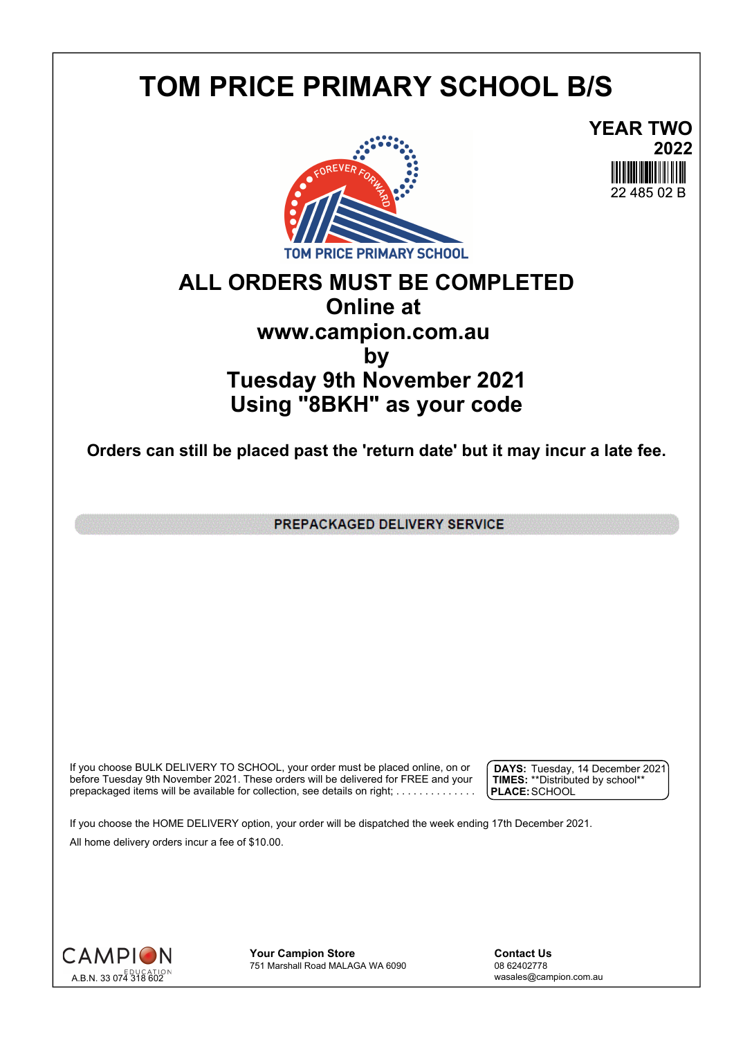# TOM PRICE PRIMARY SCHOOL B/S

**YEAR TWO**
**2022**
22 485 02 B

TOM PRICE PRIMARY SCHOOL

## ALL ORDERS MUST BE COMPLETED
## Online at
## www.campion.com.au
## by
## Tuesday 9th November 2021
## Using "8BKH" as your code

**Orders can still be placed past the 'return date' but it may incur a late fee.**

**PREPACKAGED DELIVERY SERVICE**

If you choose BULK DELIVERY TO SCHOOL, your order must be placed online, on or before Tuesday 9th November 2021. These orders will be delivered for FREE and your prepackaged items will be available for collection, see details on right; . . . . . . . . . . . . . .

**DAYS:** Tuesday, 14 December 2021
**TIMES:** **Distributed by school**
**PLACE:** SCHOOL

If you choose the HOME DELIVERY option, your order will be dispatched the week ending 17th December 2021.

All home delivery orders incur a fee of $10.00.

CAMPION EDUCATION
A.B.N. 33 074 318 602

**Your Campion Store**
751 Marshall Road MALAGA WA 6090

**Contact Us**
08 62402778
wasales@campion.com.au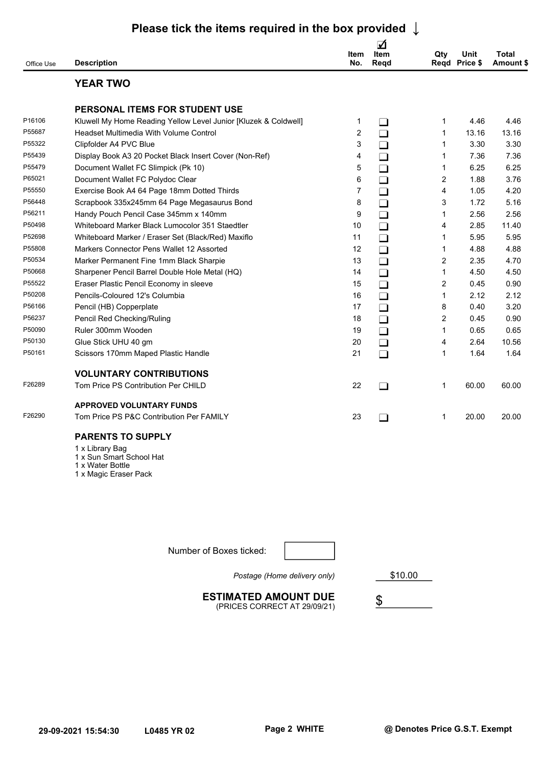## Please tick the items required in the box provided ↓

| Office Use | Description | Item No. | ☑ Item Reqd | Qty Reqd | Unit Price $ | Total Amount $ |
|---|---|---|---|---|---|---|
| | **YEAR TWO** | | | | | |
| | **PERSONAL ITEMS FOR STUDENT USE** | | | | | |
| P16106 | Kluwell My Home Reading Yellow Level Junior [Kluzek & Coldwell] | 1 | ❑ | 1 | 4.46 | 4.46 |
| P55687 | Headset Multimedia With Volume Control | 2 | ❑ | 1 | 13.16 | 13.16 |
| P55322 | Clipfolder A4 PVC Blue | 3 | ❑ | 1 | 3.30 | 3.30 |
| P55439 | Display Book A3 20 Pocket Black Insert Cover (Non-Ref) | 4 | ❑ | 1 | 7.36 | 7.36 |
| P55479 | Document Wallet FC Slimpick (Pk 10) | 5 | ❑ | 1 | 6.25 | 6.25 |
| P65021 | Document Wallet FC Polydoc Clear | 6 | ❑ | 2 | 1.88 | 3.76 |
| P55550 | Exercise Book A4 64 Page 18mm Dotted Thirds | 7 | ❑ | 4 | 1.05 | 4.20 |
| P56448 | Scrapbook 335x245mm 64 Page Megasaurus Bond | 8 | ❑ | 3 | 1.72 | 5.16 |
| P56211 | Handy Pouch Pencil Case 345mm x 140mm | 9 | ❑ | 1 | 2.56 | 2.56 |
| P50498 | Whiteboard Marker Black Lumocolor 351 Staedtler | 10 | ❑ | 4 | 2.85 | 11.40 |
| P52698 | Whiteboard Marker / Eraser Set (Black/Red) Maxiflo | 11 | ❑ | 1 | 5.95 | 5.95 |
| P55808 | Markers Connector Pens Wallet 12 Assorted | 12 | ❑ | 1 | 4.88 | 4.88 |
| P50534 | Marker Permanent Fine 1mm Black Sharpie | 13 | ❑ | 2 | 2.35 | 4.70 |
| P50668 | Sharpener Pencil Barrel Double Hole Metal (HQ) | 14 | ❑ | 1 | 4.50 | 4.50 |
| P55522 | Eraser Plastic Pencil Economy in sleeve | 15 | ❑ | 2 | 0.45 | 0.90 |
| P50208 | Pencils-Coloured 12's Columbia | 16 | ❑ | 1 | 2.12 | 2.12 |
| P56166 | Pencil (HB) Copperplate | 17 | ❑ | 8 | 0.40 | 3.20 |
| P56237 | Pencil Red Checking/Ruling | 18 | ❑ | 2 | 0.45 | 0.90 |
| P50090 | Ruler 300mm Wooden | 19 | ❑ | 1 | 0.65 | 0.65 |
| P50130 | Glue Stick UHU 40 gm | 20 | ❑ | 4 | 2.64 | 10.56 |
| P50161 | Scissors 170mm Maped Plastic Handle | 21 | ❑ | 1 | 1.64 | 1.64 |
| | **VOLUNTARY CONTRIBUTIONS** | | | | | |
| F26289 | Tom Price PS Contribution Per CHILD | 22 | ❑ | 1 | 60.00 | 60.00 |
| | **APPROVED VOLUNTARY FUNDS** | | | | | |
| F26290 | Tom Price PS P&C Contribution Per FAMILY | 23 | ❑ | 1 | 20.00 | 20.00 |

### PARENTS TO SUPPLY

1 x Library Bag
1 x Sun Smart School Hat
1 x Water Bottle
1 x Magic Eraser Pack

Number of Boxes ticked: ______

*Postage (Home delivery only)* $10.00

**ESTIMATED AMOUNT DUE** $ ______
(PRICES CORRECT AT 29/09/21)

29-09-2021 15:54:30 L0485 YR 02 **Page 2 WHITE** **@ Denotes Price G.S.T. Exempt**